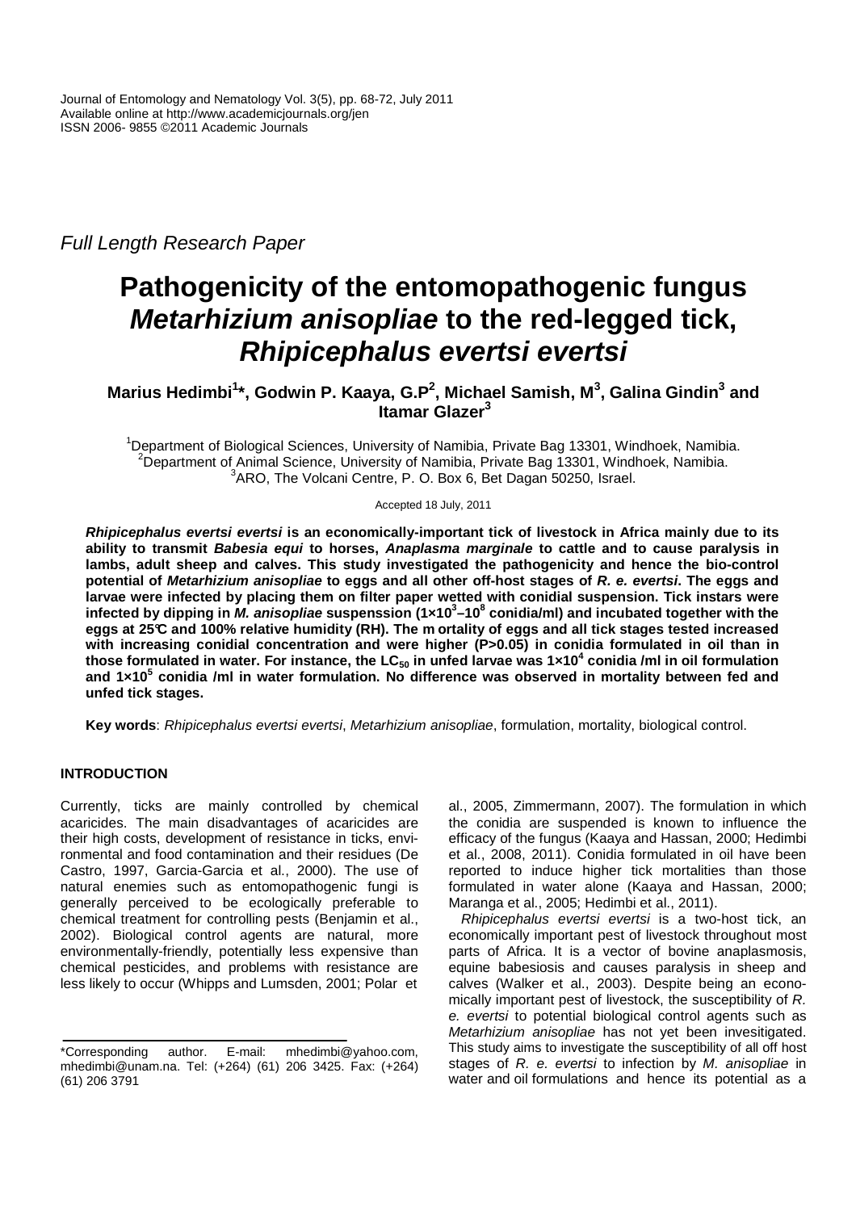*Full Length Research Paper*

# Pathogenicity of the entomopathogenic fungus *Metarhizium anisopliae* to the red-legged tick, *Rhipicephalus evertsi evertsi*

**Marius Hedimbi[1]*, Godwin P. Kaaya, G.P[2], Michael Samish, M[3], Galina Gindin[3] and Itamar Glazer[3]**

[1]Department of Biological Sciences, University of Namibia, Private Bag 13301, Windhoek, Namibia.
[2]Department of Animal Science, University of Namibia, Private Bag 13301, Windhoek, Namibia.
[3]ARO, The Volcani Centre, P. O. Box 6, Bet Dagan 50250, Israel.

Accepted 18 July, 2011

***Rhipicephalus evertsi evertsi* is an economically-important tick of livestock in Africa mainly due to its ability to transmit *Babesia equi* to horses, *Anaplasma marginale* to cattle and to cause paralysis in lambs, adult sheep and calves. This study investigated the pathogenicity and hence the bio-control potential of *Metarhizium anisopliae* to eggs and all other off-host stages of *R. e. evertsi*. The eggs and larvae were infected by placing them on filter paper wetted with conidial suspension. Tick instars were infected by dipping in *M. anisopliae* suspenssion ($1×10^3$–$10^8$ conidia/ml) and incubated together with the eggs at 25°C and 100% relative humidity (RH). The m ortality of eggs and all tick stages tested increased with increasing conidial concentration and were higher (P>0.05) in conidia formulated in oil than in those formulated in water. For instance, the $LC_{50}$ in unfed larvae was $1×10^4$ conidia /ml in oil formulation and $1×10^5$ conidia /ml in water formulation. No difference was observed in mortality between fed and unfed tick stages.**

**Key words**: *Rhipicephalus evertsi evertsi*, *Metarhizium anisopliae*, formulation, mortality, biological control.

## INTRODUCTION

Currently, ticks are mainly controlled by chemical acaricides. The main disadvantages of acaricides are their high costs, development of resistance in ticks, environmental and food contamination and their residues (De Castro, 1997, Garcia-Garcia et al., 2000). The use of natural enemies such as entomopathogenic fungi is generally perceived to be ecologically preferable to chemical treatment for controlling pests (Benjamin et al., 2002). Biological control agents are natural, more environmentally-friendly, potentially less expensive than chemical pesticides, and problems with resistance are less likely to occur (Whipps and Lumsden, 2001; Polar et al., 2005, Zimmermann, 2007). The formulation in which the conidia are suspended is known to influence the efficacy of the fungus (Kaaya and Hassan, 2000; Hedimbi et al., 2008, 2011). Conidia formulated in oil have been reported to induce higher tick mortalities than those formulated in water alone (Kaaya and Hassan, 2000; Maranga et al., 2005; Hedimbi et al., 2011).

*Rhipicephalus evertsi evertsi* is a two-host tick, an economically important pest of livestock throughout most parts of Africa. It is a vector of bovine anaplasmosis, equine babesiosis and causes paralysis in sheep and calves (Walker et al., 2003). Despite being an economically important pest of livestock, the susceptibility of *R. e. evertsi* to potential biological control agents such as *Metarhizium anisopliae* has not yet been invesitigated. This study aims to investigate the susceptibility of all off host stages of *R. e. evertsi* to infection by *M. anisopliae* in water and oil formulations and hence its potential as a

*Corresponding author. E-mail: mhedimbi@yahoo.com, mhedimbi@unam.na. Tel: (+264) (61) 206 3425. Fax: (+264) (61) 206 3791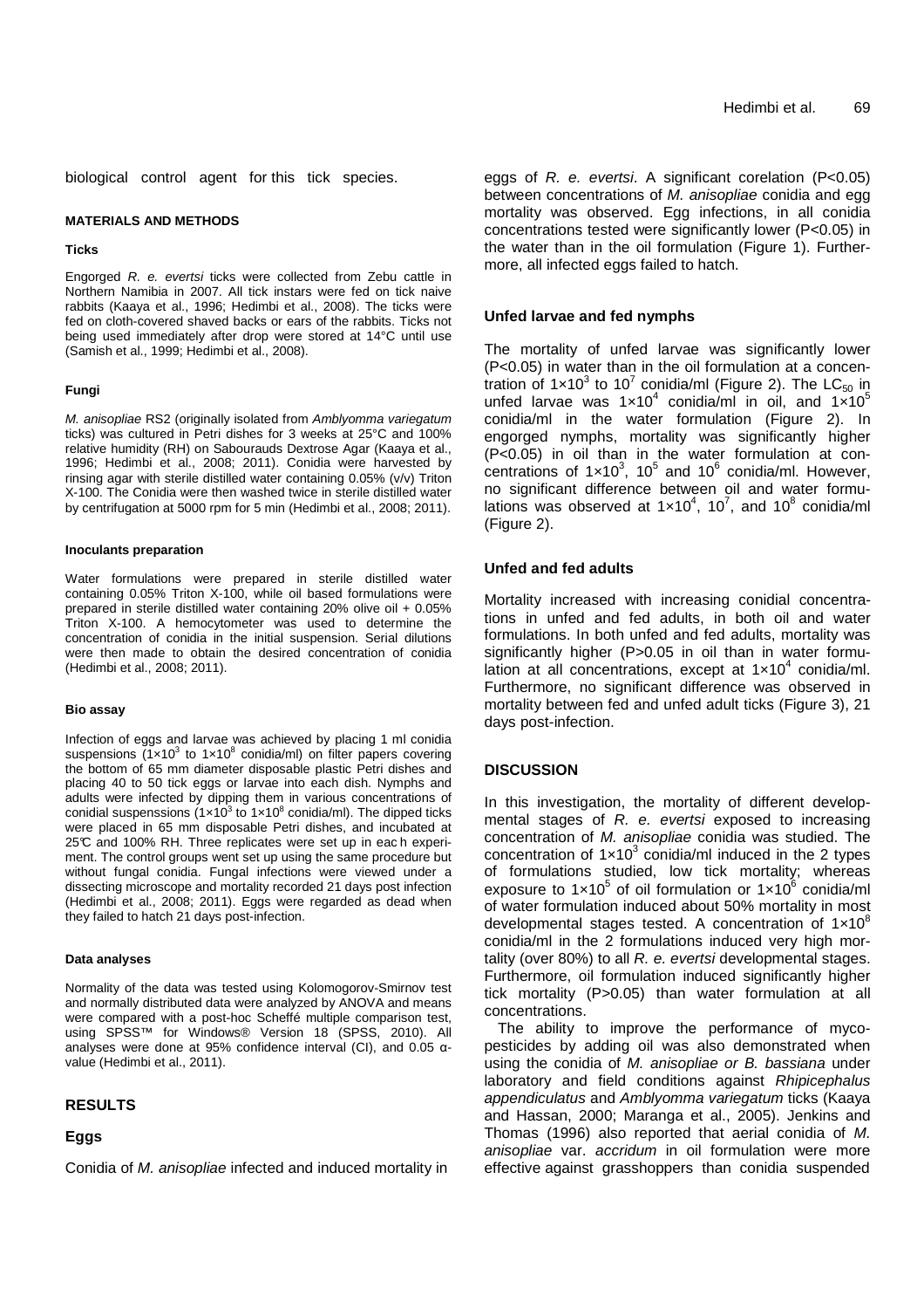biological control agent for this tick species.

## MATERIALS AND METHODS

### Ticks

Engorged *R. e. evertsi* ticks were collected from Zebu cattle in Northern Namibia in 2007. All tick instars were fed on tick naive rabbits (Kaaya et al., 1996; Hedimbi et al., 2008). The ticks were fed on cloth-covered shaved backs or ears of the rabbits. Ticks not being used immediately after drop were stored at 14°C until use (Samish et al., 1999; Hedimbi et al., 2008).

### Fungi

*M. anisopliae* RS2 (originally isolated from *Amblyomma variegatum* ticks) was cultured in Petri dishes for 3 weeks at 25°C and 100% relative humidity (RH) on Sabourauds Dextrose Agar (Kaaya et al., 1996; Hedimbi et al., 2008; 2011). Conidia were harvested by rinsing agar with sterile distilled water containing 0.05% (v/v) Triton X-100. The Conidia were then washed twice in sterile distilled water by centrifugation at 5000 rpm for 5 min (Hedimbi et al., 2008; 2011).

### Inoculants preparation

Water formulations were prepared in sterile distilled water containing 0.05% Triton X-100, while oil based formulations were prepared in sterile distilled water containing 20% olive oil + 0.05% Triton X-100. A hemocytometer was used to determine the concentration of conidia in the initial suspension. Serial dilutions were then made to obtain the desired concentration of conidia (Hedimbi et al., 2008; 2011).

### Bio assay

Infection of eggs and larvae was achieved by placing 1 ml conidia suspensions ($1×10^3$ to $1×10^8$ conidia/ml) on filter papers covering the bottom of 65 mm diameter disposable plastic Petri dishes and placing 40 to 50 tick eggs or larvae into each dish. Nymphs and adults were infected by dipping them in various concentrations of conidial suspenssions ($1×10^3$ to $1×10^8$ conidia/ml). The dipped ticks were placed in 65 mm disposable Petri dishes, and incubated at 25℃ and 100% RH. Three replicates were set up in eac h experiment. The control groups went set up using the same procedure but without fungal conidia. Fungal infections were viewed under a dissecting microscope and mortality recorded 21 days post infection (Hedimbi et al., 2008; 2011). Eggs were regarded as dead when they failed to hatch 21 days post-infection.

### Data analyses

Normality of the data was tested using Kolomogorov-Smirnov test and normally distributed data were analyzed by ANOVA and means were compared with a post-hoc Scheffé multiple comparison test, using SPSS™ for Windows® Version 18 (SPSS, 2010). All analyses were done at 95% confidence interval (CI), and 0.05 α-value (Hedimbi et al., 2011).

## RESULTS

### Eggs

Conidia of *M. anisopliae* infected and induced mortality in eggs of *R. e. evertsi*. A significant corelation ($P<0.05$) between concentrations of *M. anisopliae* conidia and egg mortality was observed. Egg infections, in all conidia concentrations tested were significantly lower ($P<0.05$) in the water than in the oil formulation (Figure 1). Furthermore, all infected eggs failed to hatch.

### Unfed larvae and fed nymphs

The mortality of unfed larvae was significantly lower ($P<0.05$) in water than in the oil formulation at a concentration of $1×10^3$ to $10^7$ conidia/ml (Figure 2). The $LC_{50}$ in unfed larvae was $1×10^4$ conidia/ml in oil, and $1×10^5$ conidia/ml in the water formulation (Figure 2). In engorged nymphs, mortality was significantly higher ($P<0.05$) in oil than in the water formulation at concentrations of $1×10^3$, $10^5$ and $10^6$ conidia/ml. However, no significant difference between oil and water formulations was observed at $1×10^4$, $10^7$, and $10^8$ conidia/ml (Figure 2).

### Unfed and fed adults

Mortality increased with increasing conidial concentrations in unfed and fed adults, in both oil and water formulations. In both unfed and fed adults, mortality was significantly higher ($P>0.05$ in oil than in water formulation at all concentrations, except at $1×10^4$ conidia/ml. Furthermore, no significant difference was observed in mortality between fed and unfed adult ticks (Figure 3), 21 days post-infection.

## DISCUSSION

In this investigation, the mortality of different developmental stages of *R. e. evertsi* exposed to increasing concentration of *M. anisopliae* conidia was studied. The concentration of $1×10^3$ conidia/ml induced in the 2 types of formulations studied, low tick mortality; whereas exposure to $1×10^5$ of oil formulation or $1×10^6$ conidia/ml of water formulation induced about 50% mortality in most developmental stages tested. A concentration of $1×10^8$ conidia/ml in the 2 formulations induced very high mortality (over 80%) to all *R. e. evertsi* developmental stages. Furthermore, oil formulation induced significantly higher tick mortality ($P>0.05$) than water formulation at all concentrations.

The ability to improve the performance of mycopesticides by adding oil was also demonstrated when using the conidia of *M. anisopliae or B. bassiana* under laboratory and field conditions against *Rhipicephalus appendiculatus* and *Amblyomma variegatum* ticks (Kaaya and Hassan, 2000; Maranga et al., 2005). Jenkins and Thomas (1996) also reported that aerial conidia of *M. anisopliae* var. *accridum* in oil formulation were more effective against grasshoppers than conidia suspended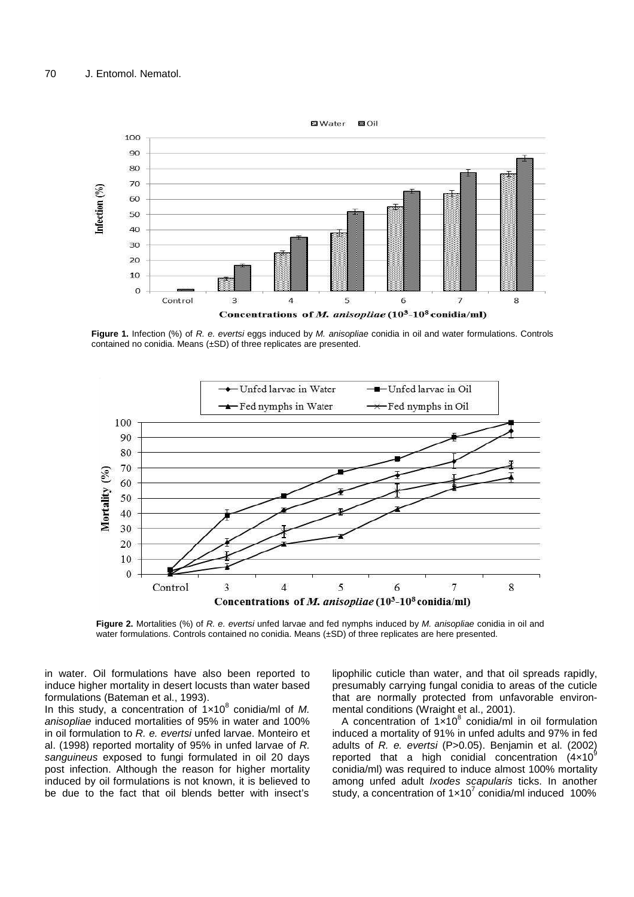**Figure 1.** Infection (%) of *R. e. evertsi* eggs induced by *M. anisopliae* conidia in oil and water formulations. Controls contained no conidia. Means (±SD) of three replicates are presented.

**Figure 2.** Mortalities (%) of *R. e. evertsi* unfed larvae and fed nymphs induced by *M. anisopliae* conidia in oil and water formulations. Controls contained no conidia. Means (±SD) of three replicates are here presented.

in water. Oil formulations have also been reported to induce higher mortality in desert locusts than water based formulations (Bateman et al., 1993).

In this study, a concentration of $1 \times 10^8$ conidia/ml of *M. anisopliae* induced mortalities of 95% in water and 100% in oil formulation to *R. e. evertsi* unfed larvae. Monteiro et al. (1998) reported mortality of 95% in unfed larvae of *R. sanguineus* exposed to fungi formulated in oil 20 days post infection. Although the reason for higher mortality induced by oil formulations is not known, it is believed to be due to the fact that oil blends better with insect's lipophilic cuticle than water, and that oil spreads rapidly, presumably carrying fungal conidia to areas of the cuticle that are normally protected from unfavorable environmental conditions (Wraight et al., 2001).

A concentration of $1 \times 10^8$ conidia/ml in oil formulation induced a mortality of 91% in unfed adults and 97% in fed adults of *R. e. evertsi* (P>0.05). Benjamin et al. (2002) reported that a high conidial concentration ($4 \times 10^9$ conidia/ml) was required to induce almost 100% mortality among unfed adult *Ixodes scapularis* ticks. In another study, a concentration of $1 \times 10^7$ conidia/ml induced 100%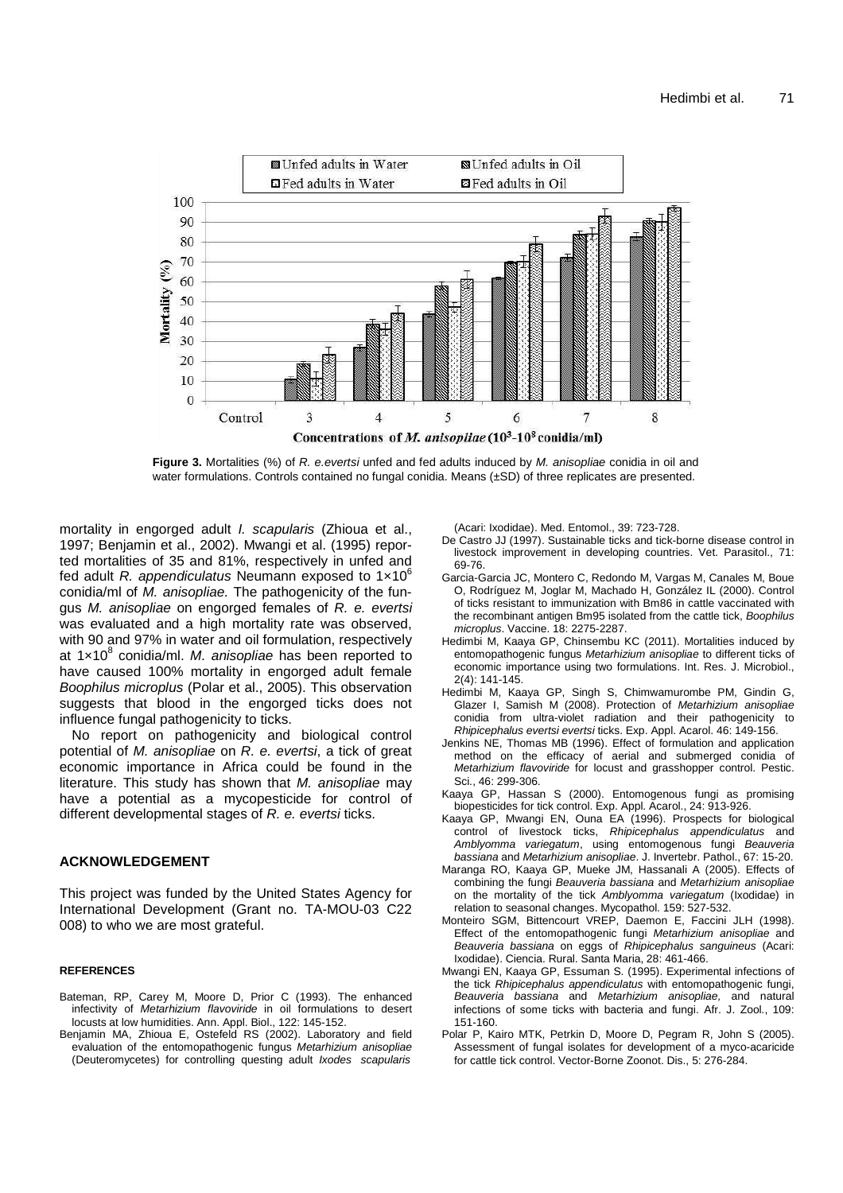**Figure 3.** Mortalities (%) of *R. e.evertsi* unfed and fed adults induced by *M. anisopliae* conidia in oil and water formulations. Controls contained no fungal conidia. Means (±SD) of three replicates are presented.

mortality in engorged adult *I. scapularis* (Zhioua et al., 1997; Benjamin et al., 2002). Mwangi et al. (1995) reported mortalities of 35 and 81%, respectively in unfed and fed adult *R. appendiculatus* Neumann exposed to $1\times10^6$ conidia/ml of *M. anisopliae.* The pathogenicity of the fungus *M. anisopliae* on engorged females of *R. e. evertsi* was evaluated and a high mortality rate was observed, with 90 and 97% in water and oil formulation, respectively at $1\times10^8$ conidia/ml. *M. anisopliae* has been reported to have caused 100% mortality in engorged adult female *Boophilus microplus* (Polar et al., 2005). This observation suggests that blood in the engorged ticks does not influence fungal pathogenicity to ticks.

No report on pathogenicity and biological control potential of *M. anisopliae* on *R. e. evertsi*, a tick of great economic importance in Africa could be found in the literature. This study has shown that *M. anisopliae* may have a potential as a mycopesticide for control of different developmental stages of *R. e. evertsi* ticks.

## ACKNOWLEDGEMENT

This project was funded by the United States Agency for International Development (Grant no. TA-MOU-03 C22 008) to who we are most grateful.

## REFERENCES

Bateman, RP, Carey M, Moore D, Prior C (1993). The enhanced infectivity of *Metarhizium flavoviride* in oil formulations to desert locusts at low humidities. Ann. Appl. Biol., 122: 145-152.

Benjamin MA, Zhioua E, Ostefeld RS (2002). Laboratory and field evaluation of the entomopathogenic fungus *Metarhizium anisopliae* (Deuteromycetes) for controlling questing adult *Ixodes scapularis* (Acari: Ixodidae). Med. Entomol., 39: 723-728.

De Castro JJ (1997). Sustainable ticks and tick-borne disease control in livestock improvement in developing countries. Vet. Parasitol., 71: 69-76.

Garcia-Garcia JC, Montero C, Redondo M, Vargas M, Canales M, Boue O, Rodríguez M, Joglar M, Machado H, González IL (2000). Control of ticks resistant to immunization with Bm86 in cattle vaccinated with the recombinant antigen Bm95 isolated from the cattle tick, *Boophilus microplus*. Vaccine. 18: 2275-2287.

Hedimbi M, Kaaya GP, Chinsembu KC (2011). Mortalities induced by entomopathogenic fungus *Metarhizium anisopliae* to different ticks of economic importance using two formulations. Int. Res. J. Microbiol., 2(4): 141-145.

Hedimbi M, Kaaya GP, Singh S, Chimwamurombe PM, Gindin G, Glazer I, Samish M (2008). Protection of *Metarhizium anisopliae* conidia from ultra-violet radiation and their pathogenicity to *Rhipicephalus evertsi evertsi* ticks. Exp. Appl. Acarol. 46: 149-156.

Jenkins NE, Thomas MB (1996). Effect of formulation and application method on the efficacy of aerial and submerged conidia of *Metarhizium flavoviride* for locust and grasshopper control. Pestic. Sci., 46: 299-306.

Kaaya GP, Hassan S (2000). Entomogenous fungi as promising biopesticides for tick control. Exp. Appl. Acarol., 24: 913-926.

Kaaya GP, Mwangi EN, Ouna EA (1996). Prospects for biological control of livestock ticks, *Rhipicephalus appendiculatus* and *Amblyomma variegatum*, using entomogenous fungi *Beauveria bassiana* and *Metarhizium anisopliae*. J. Invertebr. Pathol., 67: 15-20.

Maranga RO, Kaaya GP, Mueke JM, Hassanali A (2005). Effects of combining the fungi *Beauveria bassiana* and *Metarhizium anisopliae* on the mortality of the tick *Amblyomma variegatum* (Ixodidae) in relation to seasonal changes. Mycopathol. 159: 527-532.

Monteiro SGM, Bittencourt VREP, Daemon E, Faccini JLH (1998). Effect of the entomopathogenic fungi *Metarhizium anisopliae* and *Beauveria bassiana* on eggs of *Rhipicephalus sanguineus* (Acari: Ixodidae). Ciencia. Rural. Santa Maria, 28: 461-466.

Mwangi EN, Kaaya GP, Essuman S. (1995). Experimental infections of the tick *Rhipicephalus appendiculatus* with entomopathogenic fungi, *Beauveria bassiana* and *Metarhizium anisopliae,* and natural infections of some ticks with bacteria and fungi. Afr. J. Zool., 109: 151-160.

Polar P, Kairo MTK, Petrkin D, Moore D, Pegram R, John S (2005). Assessment of fungal isolates for development of a myco-acaricide for cattle tick control. Vector-Borne Zoonot. Dis., 5: 276-284.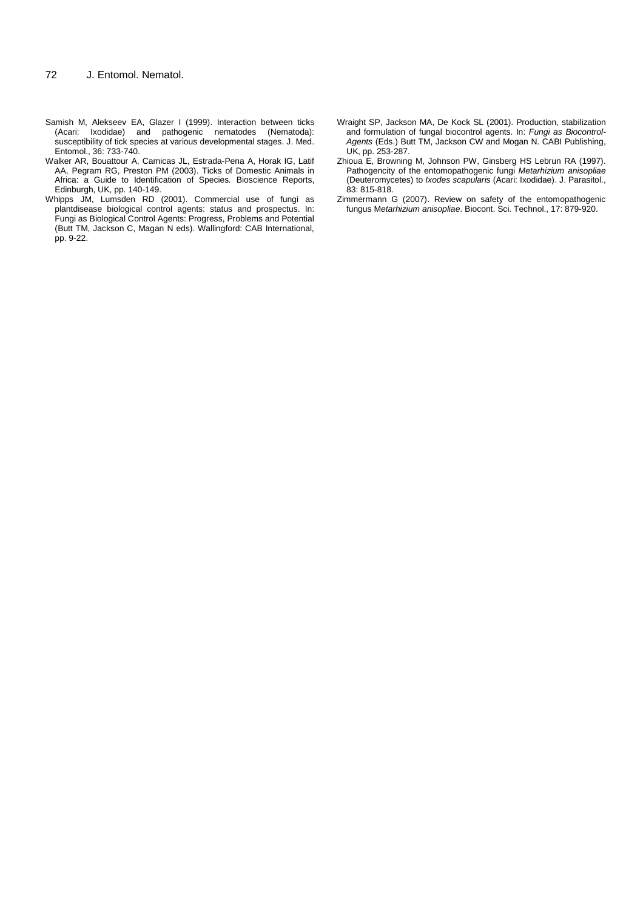Samish M, Alekseev EA, Glazer I (1999). Interaction between ticks (Acari: Ixodidae) and pathogenic nematodes (Nematoda): susceptibility of tick species at various developmental stages. J. Med. Entomol., 36: 733-740.

Walker AR, Bouattour A, Camicas JL, Estrada-Pena A, Horak IG, Latif AA, Pegram RG, Preston PM (2003). Ticks of Domestic Animals in Africa: a Guide to Identification of Species. Bioscience Reports, Edinburgh, UK, pp. 140-149.

Whipps JM, Lumsden RD (2001). Commercial use of fungi as plantdisease biological control agents: status and prospectus. In: Fungi as Biological Control Agents: Progress, Problems and Potential (Butt TM, Jackson C, Magan N eds). Wallingford: CAB International, pp. 9-22.

Wraight SP, Jackson MA, De Kock SL (2001). Production, stabilization and formulation of fungal biocontrol agents. In: *Fungi as Biocontrol-Agents* (Eds.) Butt TM, Jackson CW and Mogan N. CABI Publishing, UK, pp. 253-287.

Zhioua E, Browning M, Johnson PW, Ginsberg HS Lebrun RA (1997). Pathogencity of the entomopathogenic fungi *Metarhizium anisopliae* (Deuteromycetes) to *Ixodes scapularis* (Acari: Ixodidae). J. Parasitol., 83: 815-818.

Zimmermann G (2007). Review on safety of the entomopathogenic fungus M*etarhizium anisopliae*. Biocont. Sci. Technol., 17: 879-920.